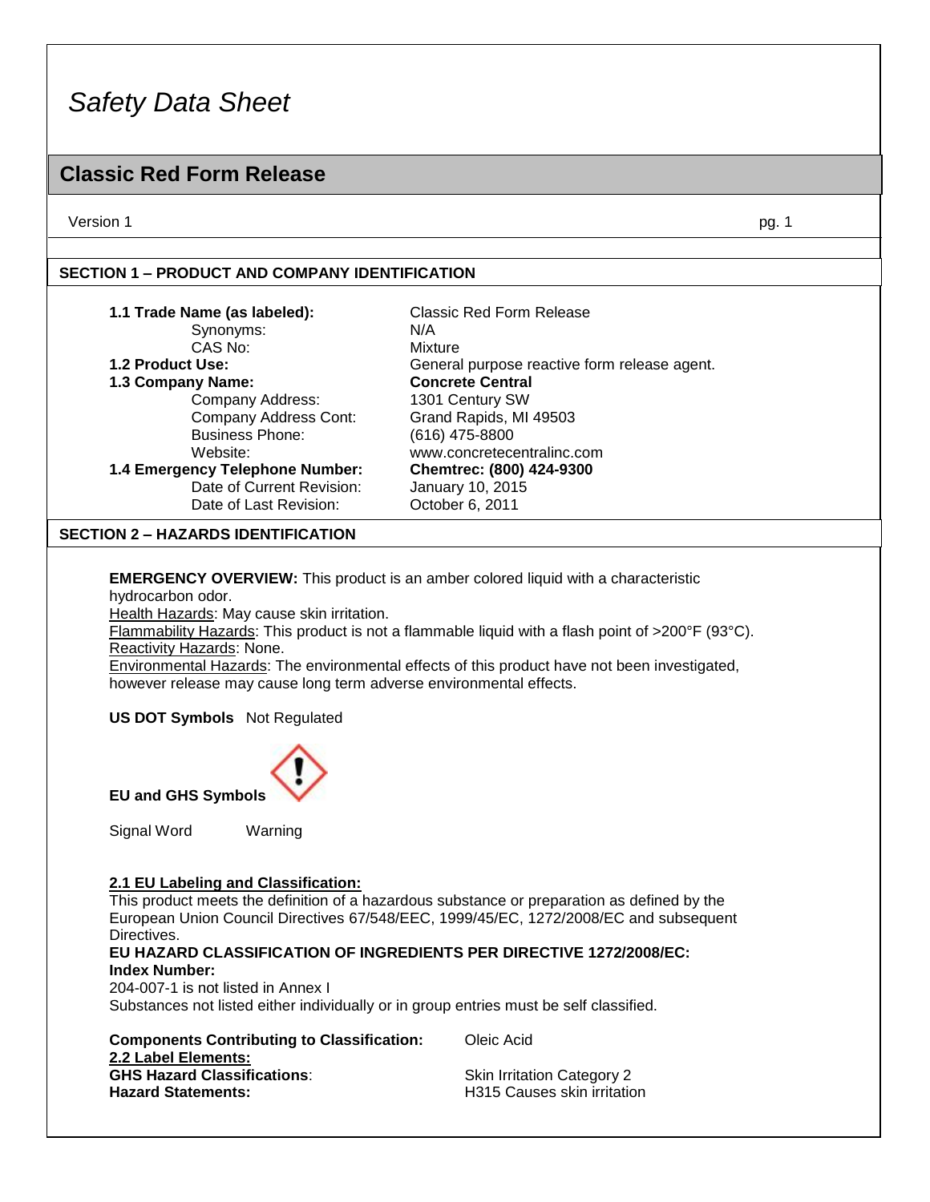*Safety Data Sheet*

# Classic Red Form Release

Version 1

## SECTION 1 – PRODUCT AND COMPANY IDENTIFICATION

| | |
|---|---|
| **1.1 Trade Name (as labeled):** | Classic Red Form Release |
| Synonyms: | N/A |
| CAS No: | Mixture |
| **1.2 Product Use:** | General purpose reactive form release agent. |
| **1.3 Company Name:** | **Concrete Central** |
| Company Address: | 1301 Century SW |
| Company Address Cont: | Grand Rapids, MI 49503 |
| Business Phone: | (616) 475-8800 |
| Website: | www.concretecentralinc.com |
| **1.4 Emergency Telephone Number:** | **Chemtrec: (800) 424-9300** |
| Date of Current Revision: | January 10, 2015 |
| Date of Last Revision: | October 6, 2011 |

## SECTION 2 – HAZARDS IDENTIFICATION

**EMERGENCY OVERVIEW:** This product is an amber colored liquid with a characteristic hydrocarbon odor.
Health Hazards: May cause skin irritation.
Flammability Hazards: This product is not a flammable liquid with a flash point of >200°F (93°C).
Reactivity Hazards: None.
Environmental Hazards: The environmental effects of this product have not been investigated, however release may cause long term adverse environmental effects.

**US DOT Symbols** Not Regulated

**EU and GHS Symbols**

Signal Word Warning

**2.1 EU Labeling and Classification:**
This product meets the definition of a hazardous substance or preparation as defined by the European Union Council Directives 67/548/EEC, 1999/45/EC, 1272/2008/EC and subsequent Directives.
**EU HAZARD CLASSIFICATION OF INGREDIENTS PER DIRECTIVE 1272/2008/EC:**
**Index Number:**
204-007-1 is not listed in Annex I
Substances not listed either individually or in group entries must be self classified.

**Components Contributing to Classification:** Oleic Acid
**2.2 Label Elements:**
**GHS Hazard Classifications**: Skin Irritation Category 2
**Hazard Statements:** H315 Causes skin irritation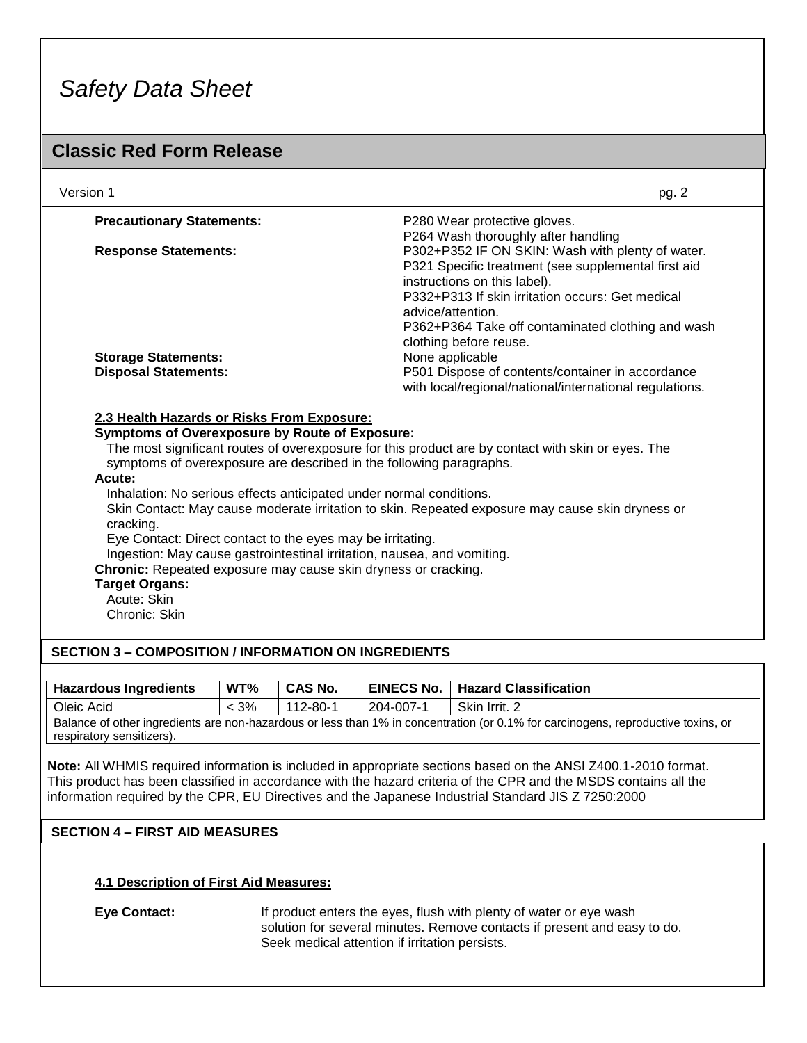**Precautionary Statements:** P280 Wear protective gloves.
P264 Wash thoroughly after handling

**Response Statements:** P302+P352 IF ON SKIN: Wash with plenty of water.
P321 Specific treatment (see supplemental first aid instructions on this label).
P332+P313 If skin irritation occurs: Get medical advice/attention.
P362+P364 Take off contaminated clothing and wash clothing before reuse.

**Storage Statements:** None applicable

**Disposal Statements:** P501 Dispose of contents/container in accordance with local/regional/national/international regulations.

### 2.3 Health Hazards or Risks From Exposure:

**Symptoms of Overexposure by Route of Exposure:**

The most significant routes of overexposure for this product are by contact with skin or eyes. The symptoms of overexposure are described in the following paragraphs.

**Acute:**

Inhalation: No serious effects anticipated under normal conditions.

Skin Contact: May cause moderate irritation to skin. Repeated exposure may cause skin dryness or cracking.

Eye Contact: Direct contact to the eyes may be irritating.

Ingestion: May cause gastrointestinal irritation, nausea, and vomiting.

**Chronic:** Repeated exposure may cause skin dryness or cracking.

**Target Organs:**

Acute: Skin

Chronic: Skin

## SECTION 3 – COMPOSITION / INFORMATION ON INGREDIENTS

| Hazardous Ingredients | WT% | CAS No. | EINECS No. | Hazard Classification |
|---|---|---|---|---|
| Oleic Acid | < 3% | 112-80-1 | 204-007-1 | Skin Irrit. 2 |
| Balance of other ingredients are non-hazardous or less than 1% in concentration (or 0.1% for carcinogens, reproductive toxins, or respiratory sensitizers). | | | | |

**Note:** All WHMIS required information is included in appropriate sections based on the ANSI Z400.1-2010 format. This product has been classified in accordance with the hazard criteria of the CPR and the MSDS contains all the information required by the CPR, EU Directives and the Japanese Industrial Standard JIS Z 7250:2000

## SECTION 4 – FIRST AID MEASURES

### 4.1 Description of First Aid Measures:

**Eye Contact:** If product enters the eyes, flush with plenty of water or eye wash solution for several minutes. Remove contacts if present and easy to do. Seek medical attention if irritation persists.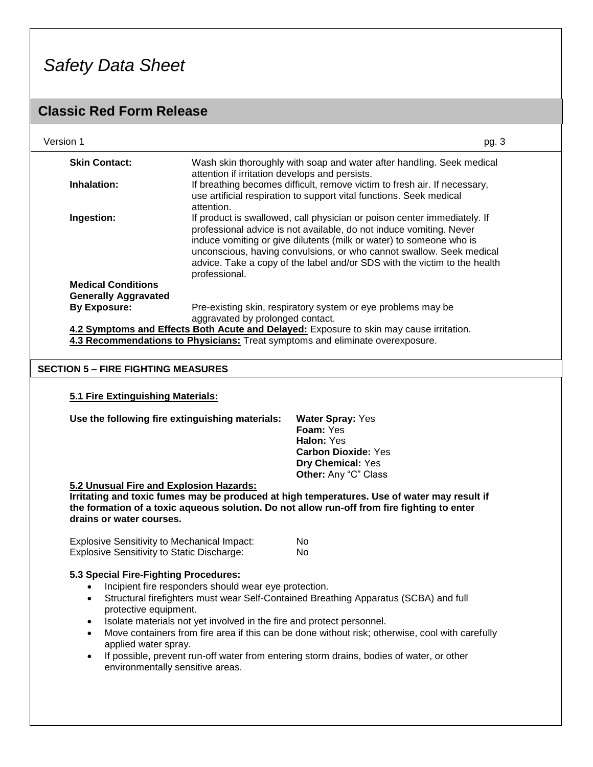| | |
|---|---|
| **Skin Contact:** | Wash skin thoroughly with soap and water after handling. Seek medical attention if irritation develops and persists. |
| **Inhalation:** | If breathing becomes difficult, remove victim to fresh air. If necessary, use artificial respiration to support vital functions. Seek medical attention. |
| **Ingestion:** | If product is swallowed, call physician or poison center immediately. If professional advice is not available, do not induce vomiting. Never induce vomiting or give dilutents (milk or water) to someone who is unconscious, having convulsions, or who cannot swallow. Seek medical advice. Take a copy of the label and/or SDS with the victim to the health professional. |
| **Medical Conditions Generally Aggravated By Exposure:** | Pre-existing skin, respiratory system or eye problems may be aggravated by prolonged contact. |

**4.2 Symptoms and Effects Both Acute and Delayed:** Exposure to skin may cause irritation.

**4.3 Recommendations to Physicians:** Treat symptoms and eliminate overexposure.

## SECTION 5 – FIRE FIGHTING MEASURES

**5.1 Fire Extinguishing Materials:**

**Use the following fire extinguishing materials:**

**Water Spray:** Yes
**Foam:** Yes
**Halon:** Yes
**Carbon Dioxide:** Yes
**Dry Chemical:** Yes
**Other:** Any "C" Class

**5.2 Unusual Fire and Explosion Hazards:**

**Irritating and toxic fumes may be produced at high temperatures. Use of water may result if the formation of a toxic aqueous solution. Do not allow run-off from fire fighting to enter drains or water courses.**

| | |
|---|---|
| Explosive Sensitivity to Mechanical Impact: | No |
| Explosive Sensitivity to Static Discharge: | No |

**5.3 Special Fire-Fighting Procedures:**

- Incipient fire responders should wear eye protection.
- Structural firefighters must wear Self-Contained Breathing Apparatus (SCBA) and full protective equipment.
- Isolate materials not yet involved in the fire and protect personnel.
- Move containers from fire area if this can be done without risk; otherwise, cool with carefully applied water spray.
- If possible, prevent run-off water from entering storm drains, bodies of water, or other environmentally sensitive areas.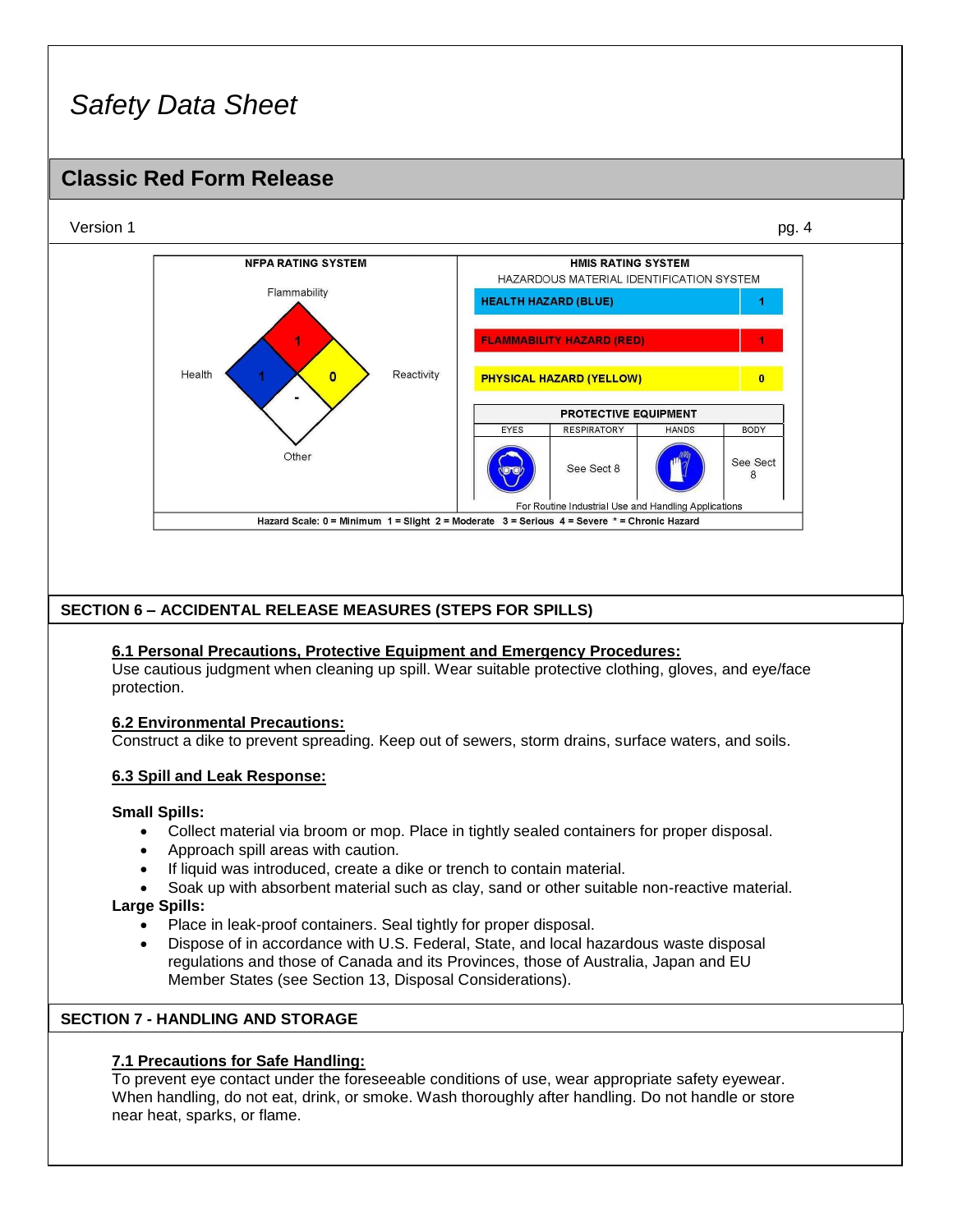# Safety Data Sheet

## Classic Red Form Release

Version 1

| NFPA RATING SYSTEM | |
|---|---|
| Flammability | 1 |
| Health | 1 |
| Reactivity | 0 |
| Other | - |

| HMIS RATING SYSTEM<br>HAZARDOUS MATERIAL IDENTIFICATION SYSTEM | |
|---|---|
| HEALTH HAZARD (BLUE) | 1 |
| FLAMMABILITY HAZARD (RED) | 1 |
| PHYSICAL HAZARD (YELLOW) | 0 |

| PROTECTIVE EQUIPMENT | | | |
|---|---|---|---|
| EYES | RESPIRATORY | HANDS | BODY |
| | See Sect 8 | | See Sect 8 |

For Routine Industrial Use and Handling Applications

Hazard Scale: 0 = Minimum 1 = Slight 2 = Moderate 3 = Serious 4 = Severe * = Chronic Hazard

## SECTION 6 – ACCIDENTAL RELEASE MEASURES (STEPS FOR SPILLS)

### 6.1 Personal Precautions, Protective Equipment and Emergency Procedures:

Use cautious judgment when cleaning up spill. Wear suitable protective clothing, gloves, and eye/face protection.

### 6.2 Environmental Precautions:

Construct a dike to prevent spreading. Keep out of sewers, storm drains, surface waters, and soils.

### 6.3 Spill and Leak Response:

**Small Spills:**

- Collect material via broom or mop. Place in tightly sealed containers for proper disposal.
- Approach spill areas with caution.
- If liquid was introduced, create a dike or trench to contain material.
- Soak up with absorbent material such as clay, sand or other suitable non-reactive material.

**Large Spills:**

- Place in leak-proof containers. Seal tightly for proper disposal.
- Dispose of in accordance with U.S. Federal, State, and local hazardous waste disposal regulations and those of Canada and its Provinces, those of Australia, Japan and EU Member States (see Section 13, Disposal Considerations).

## SECTION 7 - HANDLING AND STORAGE

### 7.1 Precautions for Safe Handling:

To prevent eye contact under the foreseeable conditions of use, wear appropriate safety eyewear. When handling, do not eat, drink, or smoke. Wash thoroughly after handling. Do not handle or store near heat, sparks, or flame.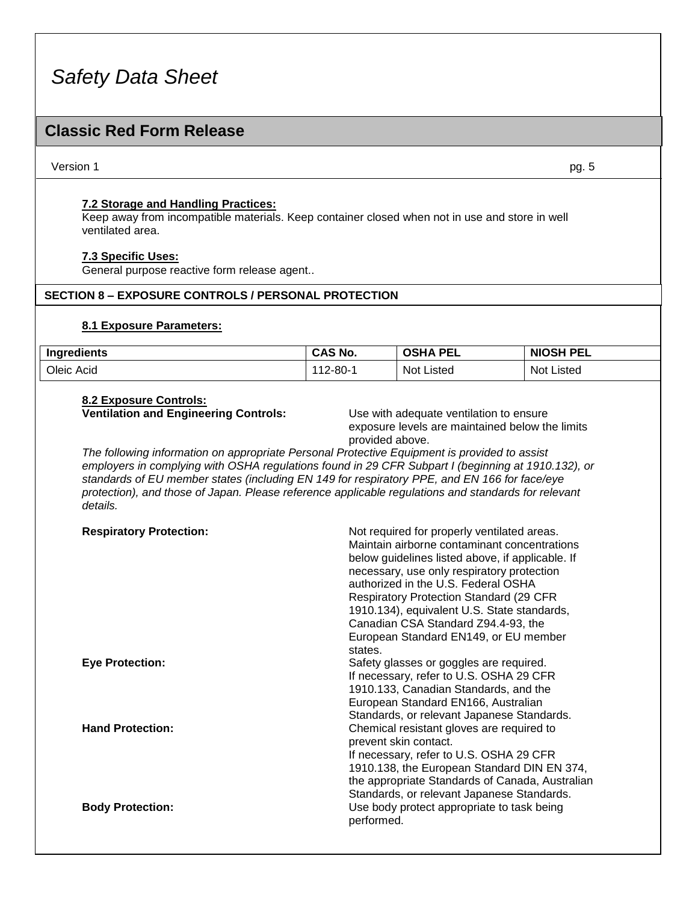#### 7.2 Storage and Handling Practices:

Keep away from incompatible materials. Keep container closed when not in use and store in well ventilated area.

#### 7.3 Specific Uses:

General purpose reactive form release agent..

## SECTION 8 – EXPOSURE CONTROLS / PERSONAL PROTECTION

#### 8.1 Exposure Parameters:

| Ingredients | CAS No. | OSHA PEL | NIOSH PEL |
|---|---|---|---|
| Oleic Acid | 112-80-1 | Not Listed | Not Listed |

#### 8.2 Exposure Controls:

**Ventilation and Engineering Controls:** Use with adequate ventilation to ensure exposure levels are maintained below the limits provided above.

*The following information on appropriate Personal Protective Equipment is provided to assist employers in complying with OSHA regulations found in 29 CFR Subpart I (beginning at 1910.132), or standards of EU member states (including EN 149 for respiratory PPE, and EN 166 for face/eye protection), and those of Japan. Please reference applicable regulations and standards for relevant details.*

**Respiratory Protection:** Not required for properly ventilated areas. Maintain airborne contaminant concentrations below guidelines listed above, if applicable. If necessary, use only respiratory protection authorized in the U.S. Federal OSHA Respiratory Protection Standard (29 CFR 1910.134), equivalent U.S. State standards, Canadian CSA Standard Z94.4-93, the European Standard EN149, or EU member states.

**Eye Protection:** Safety glasses or goggles are required. If necessary, refer to U.S. OSHA 29 CFR 1910.133, Canadian Standards, and the European Standard EN166, Australian Standards, or relevant Japanese Standards.

**Hand Protection:** Chemical resistant gloves are required to prevent skin contact. If necessary, refer to U.S. OSHA 29 CFR 1910.138, the European Standard DIN EN 374, the appropriate Standards of Canada, Australian Standards, or relevant Japanese Standards.

**Body Protection:** Use body protect appropriate to task being performed.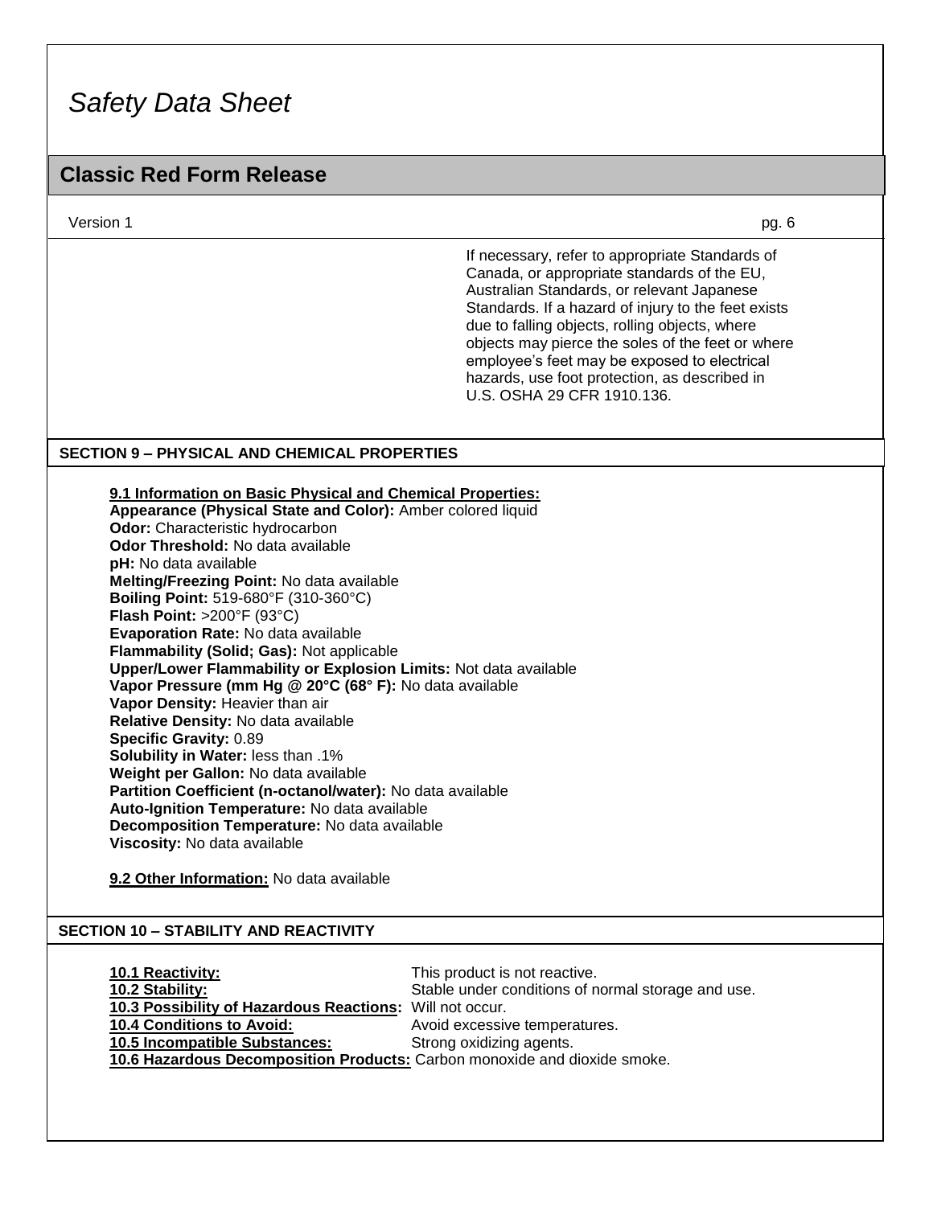If necessary, refer to appropriate Standards of Canada, or appropriate standards of the EU, Australian Standards, or relevant Japanese Standards. If a hazard of injury to the feet exists due to falling objects, rolling objects, where objects may pierce the soles of the feet or where employee's feet may be exposed to electrical hazards, use foot protection, as described in U.S. OSHA 29 CFR 1910.136.

## SECTION 9 – PHYSICAL AND CHEMICAL PROPERTIES

**9.1 Information on Basic Physical and Chemical Properties:**

**Appearance (Physical State and Color):** Amber colored liquid
**Odor:** Characteristic hydrocarbon
**Odor Threshold:** No data available
**pH:** No data available
**Melting/Freezing Point:** No data available
**Boiling Point:** 519-680°F (310-360°C)
**Flash Point:** >200°F (93°C)
**Evaporation Rate:** No data available
**Flammability (Solid; Gas):** Not applicable
**Upper/Lower Flammability or Explosion Limits:** Not data available
**Vapor Pressure (mm Hg @ 20°C (68° F):** No data available
**Vapor Density:** Heavier than air
**Relative Density:** No data available
**Specific Gravity:** 0.89
**Solubility in Water:** less than .1%
**Weight per Gallon:** No data available
**Partition Coefficient (n-octanol/water):** No data available
**Auto-Ignition Temperature:** No data available
**Decomposition Temperature:** No data available
**Viscosity:** No data available

**9.2 Other Information:** No data available

## SECTION 10 – STABILITY AND REACTIVITY

**10.1 Reactivity:** This product is not reactive.
**10.2 Stability:** Stable under conditions of normal storage and use.
**10.3 Possibility of Hazardous Reactions:** Will not occur.
**10.4 Conditions to Avoid:** Avoid excessive temperatures.
**10.5 Incompatible Substances:** Strong oxidizing agents.
**10.6 Hazardous Decomposition Products:** Carbon monoxide and dioxide smoke.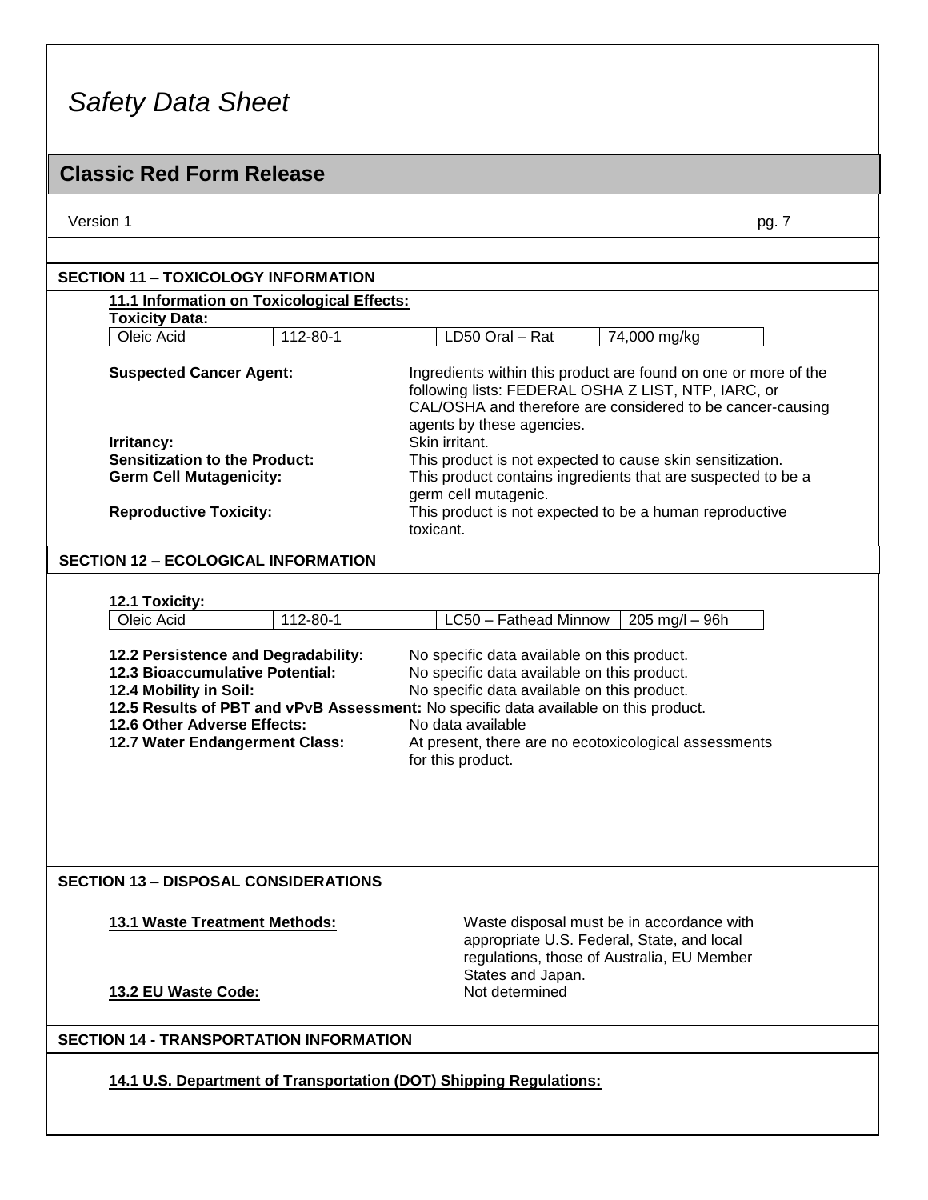# Safety Data Sheet

## Classic Red Form Release

Version 1

## SECTION 11 – TOXICOLOGY INFORMATION

**11.1 Information on Toxicological Effects:**

**Toxicity Data:**

| Oleic Acid | 112-80-1 | LD50 Oral – Rat | 74,000 mg/kg |
|---|---|---|---|

**Suspected Cancer Agent:** Ingredients within this product are found on one or more of the following lists: FEDERAL OSHA Z LIST, NTP, IARC, or CAL/OSHA and therefore are considered to be cancer-causing agents by these agencies.

**Irritancy:** Skin irritant.

**Sensitization to the Product:** This product is not expected to cause skin sensitization.

**Germ Cell Mutagenicity:** This product contains ingredients that are suspected to be a germ cell mutagenic.

**Reproductive Toxicity:** This product is not expected to be a human reproductive toxicant.

## SECTION 12 – ECOLOGICAL INFORMATION

**12.1 Toxicity:**

| Oleic Acid | 112-80-1 | LC50 – Fathead Minnow | 205 mg/l – 96h |
|---|---|---|---|

**12.2 Persistence and Degradability:** No specific data available on this product.

**12.3 Bioaccumulative Potential:** No specific data available on this product.

**12.4 Mobility in Soil:** No specific data available on this product.

**12.5 Results of PBT and vPvB Assessment:** No specific data available on this product.

**12.6 Other Adverse Effects:** No data available

**12.7 Water Endangerment Class:** At present, there are no ecotoxicological assessments for this product.

## SECTION 13 – DISPOSAL CONSIDERATIONS

**13.1 Waste Treatment Methods:** Waste disposal must be in accordance with appropriate U.S. Federal, State, and local regulations, those of Australia, EU Member States and Japan.

**13.2 EU Waste Code:** Not determined

## SECTION 14 - TRANSPORTATION INFORMATION

**14.1 U.S. Department of Transportation (DOT) Shipping Regulations:**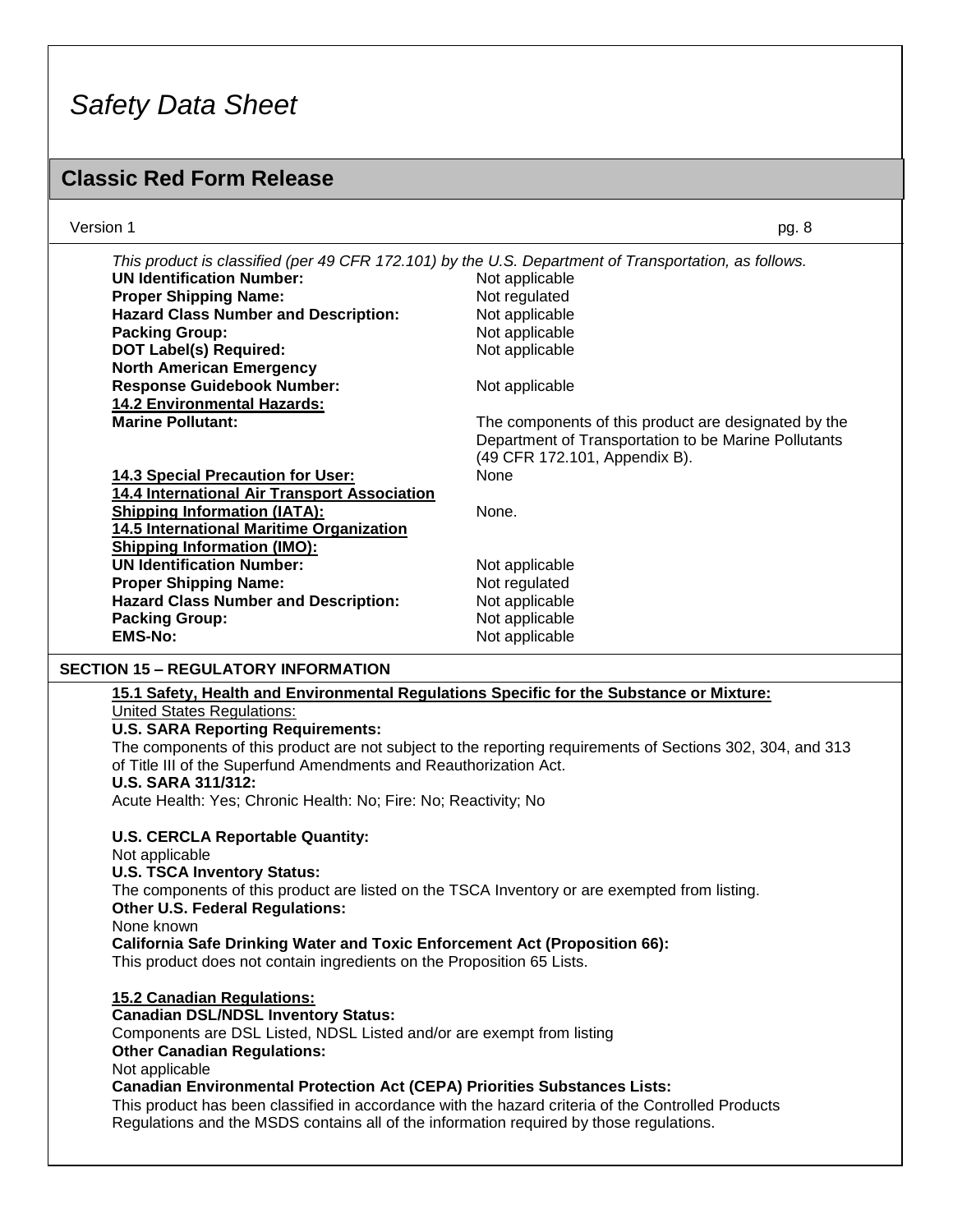*This product is classified (per 49 CFR 172.101) by the U.S. Department of Transportation, as follows.*

| | |
|---|---|
| **UN Identification Number:** | Not applicable |
| **Proper Shipping Name:** | Not regulated |
| **Hazard Class Number and Description:** | Not applicable |
| **Packing Group:** | Not applicable |
| **DOT Label(s) Required:** | Not applicable |
| **North American Emergency Response Guidebook Number:** | Not applicable |

**14.2 Environmental Hazards:**

**Marine Pollutant:** The components of this product are designated by the Department of Transportation to be Marine Pollutants (49 CFR 172.101, Appendix B).

**14.3 Special Precaution for User:** None

**14.4 International Air Transport Association Shipping Information (IATA):** None.

**14.5 International Maritime Organization Shipping Information (IMO):**

| | |
|---|---|
| **UN Identification Number:** | Not applicable |
| **Proper Shipping Name:** | Not regulated |
| **Hazard Class Number and Description:** | Not applicable |
| **Packing Group:** | Not applicable |
| **EMS-No:** | Not applicable |

## SECTION 15 – REGULATORY INFORMATION

**15.1 Safety, Health and Environmental Regulations Specific for the Substance or Mixture:**

United States Regulations:

**U.S. SARA Reporting Requirements:**
The components of this product are not subject to the reporting requirements of Sections 302, 304, and 313 of Title III of the Superfund Amendments and Reauthorization Act.

**U.S. SARA 311/312:**
Acute Health: Yes; Chronic Health: No; Fire: No; Reactivity; No

**U.S. CERCLA Reportable Quantity:**
Not applicable

**U.S. TSCA Inventory Status:**
The components of this product are listed on the TSCA Inventory or are exempted from listing.

**Other U.S. Federal Regulations:**
None known

**California Safe Drinking Water and Toxic Enforcement Act (Proposition 66):**
This product does not contain ingredients on the Proposition 65 Lists.

**15.2 Canadian Regulations:**

**Canadian DSL/NDSL Inventory Status:**
Components are DSL Listed, NDSL Listed and/or are exempt from listing

**Other Canadian Regulations:**
Not applicable

**Canadian Environmental Protection Act (CEPA) Priorities Substances Lists:**
This product has been classified in accordance with the hazard criteria of the Controlled Products Regulations and the MSDS contains all of the information required by those regulations.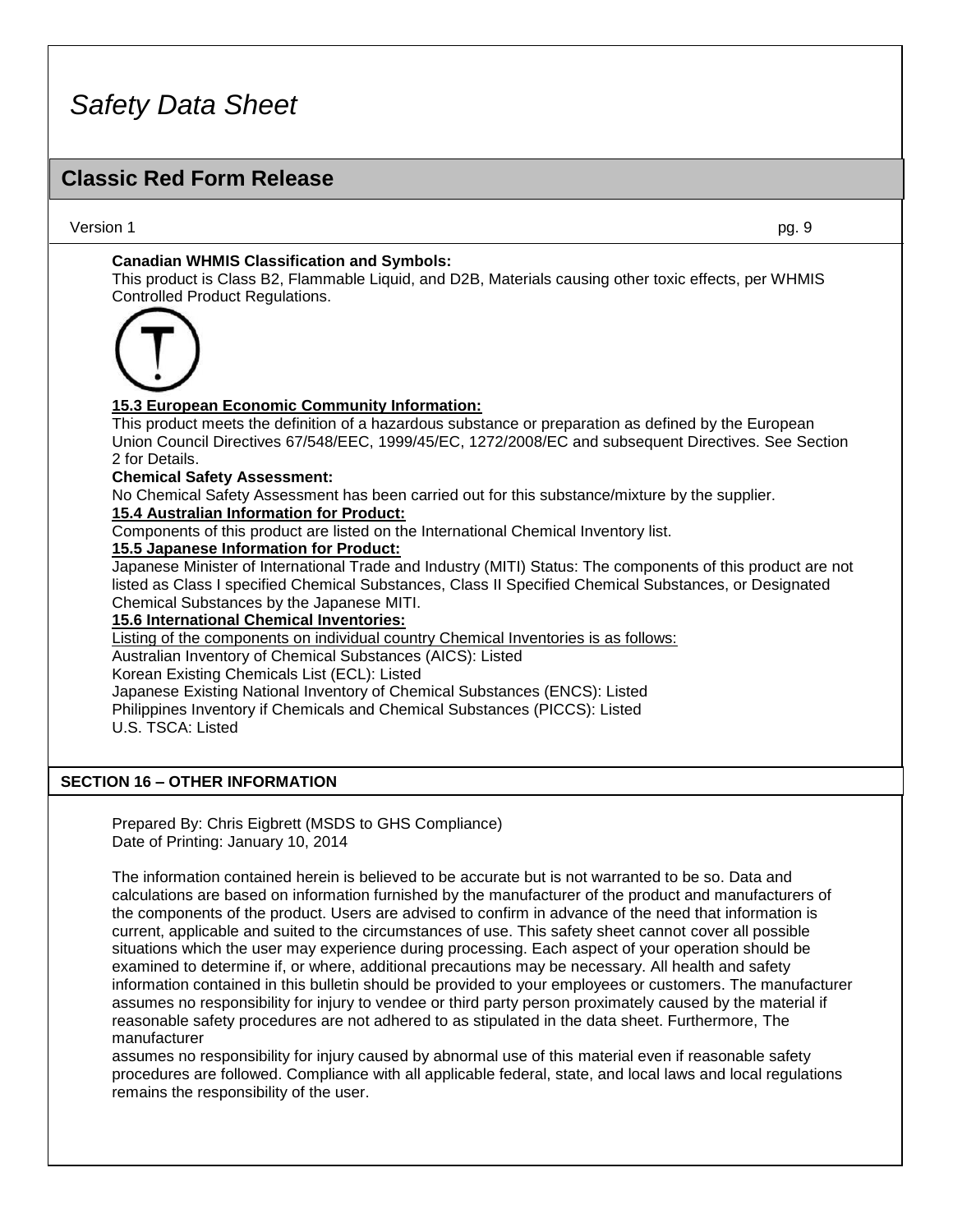**Canadian WHMIS Classification and Symbols:**

This product is Class B2, Flammable Liquid, and D2B, Materials causing other toxic effects, per WHMIS Controlled Product Regulations.

**15.3 European Economic Community Information:**

This product meets the definition of a hazardous substance or preparation as defined by the European Union Council Directives 67/548/EEC, 1999/45/EC, 1272/2008/EC and subsequent Directives. See Section 2 for Details.

**Chemical Safety Assessment:**

No Chemical Safety Assessment has been carried out for this substance/mixture by the supplier.

**15.4 Australian Information for Product:**

Components of this product are listed on the International Chemical Inventory list.

**15.5 Japanese Information for Product:**

Japanese Minister of International Trade and Industry (MITI) Status: The components of this product are not listed as Class I specified Chemical Substances, Class II Specified Chemical Substances, or Designated Chemical Substances by the Japanese MITI.

**15.6 International Chemical Inventories:**

Listing of the components on individual country Chemical Inventories is as follows:

Australian Inventory of Chemical Substances (AICS): Listed
Korean Existing Chemicals List (ECL): Listed
Japanese Existing National Inventory of Chemical Substances (ENCS): Listed
Philippines Inventory if Chemicals and Chemical Substances (PICCS): Listed
U.S. TSCA: Listed

## SECTION 16 – OTHER INFORMATION

Prepared By: Chris Eigbrett (MSDS to GHS Compliance)
Date of Printing: January 10, 2014

The information contained herein is believed to be accurate but is not warranted to be so. Data and calculations are based on information furnished by the manufacturer of the product and manufacturers of the components of the product. Users are advised to confirm in advance of the need that information is current, applicable and suited to the circumstances of use. This safety sheet cannot cover all possible situations which the user may experience during processing. Each aspect of your operation should be examined to determine if, or where, additional precautions may be necessary. All health and safety information contained in this bulletin should be provided to your employees or customers. The manufacturer assumes no responsibility for injury to vendee or third party person proximately caused by the material if reasonable safety procedures are not adhered to as stipulated in the data sheet. Furthermore, The manufacturer assumes no responsibility for injury caused by abnormal use of this material even if reasonable safety procedures are followed. Compliance with all applicable federal, state, and local laws and local regulations remains the responsibility of the user.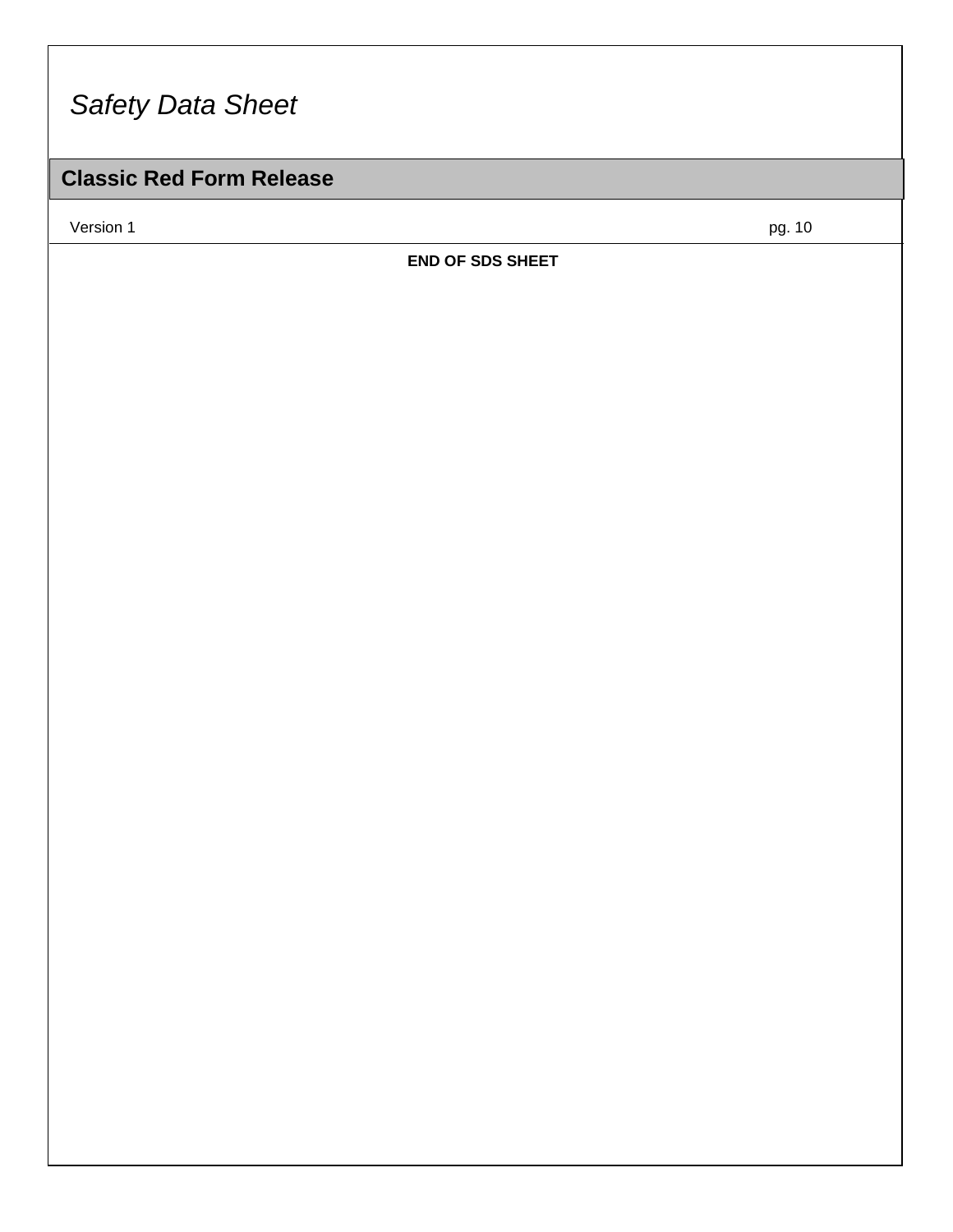**END OF SDS SHEET**